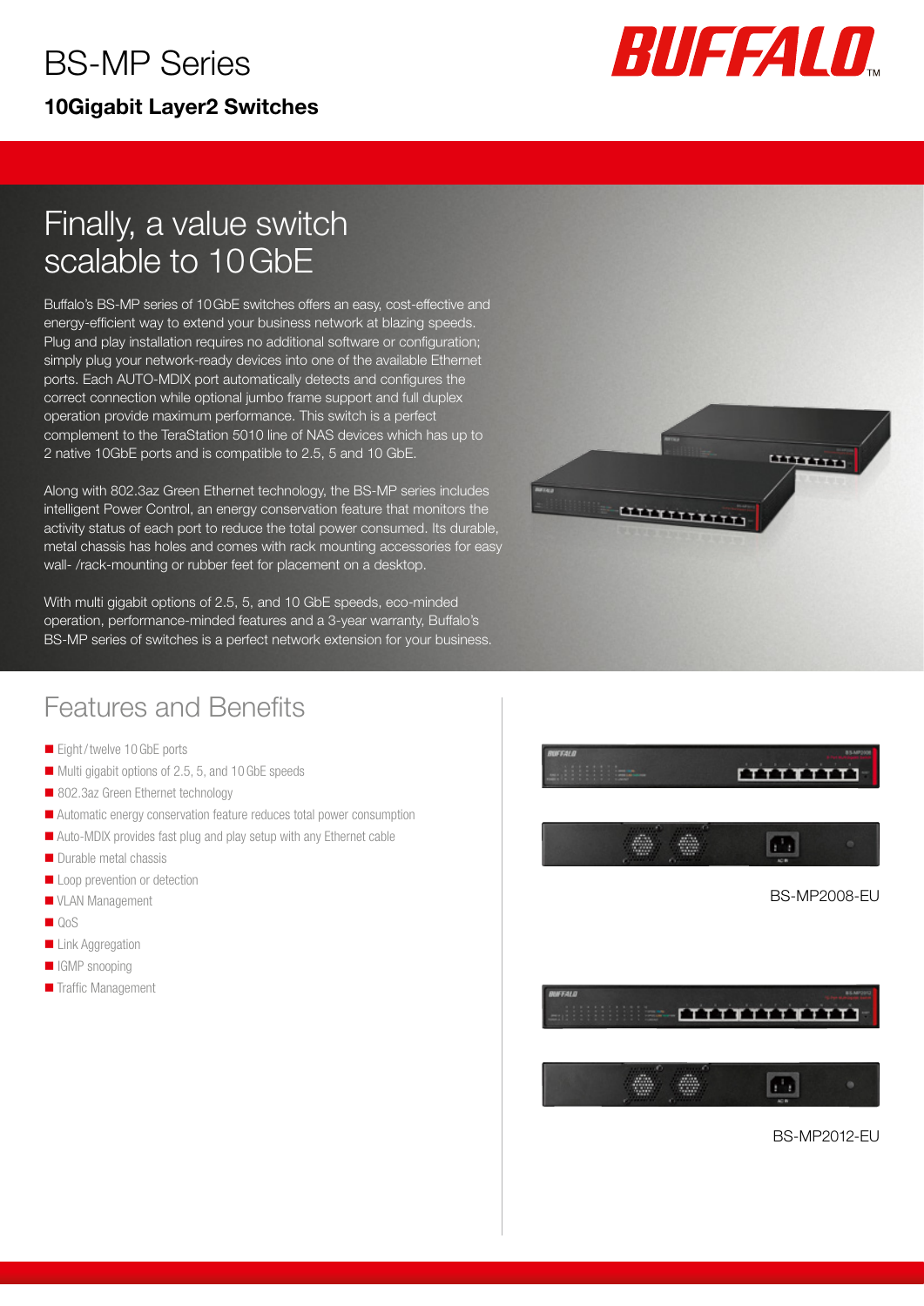# BS-MP Series

**10Gigabit Layer2 Switches**

## Finally, a value switch scalable to 10 GbE

Buffalo's BS-MP series of 10 GbE switches offers an easy, cost-effective and energy-efficient way to extend your business network at blazing speeds. Plug and play installation requires no additional software or configuration; simply plug your network-ready devices into one of the available Ethernet ports. Each AUTO-MDIX port automatically detects and configures the correct connection while optional jumbo frame support and full duplex operation provide maximum performance. This switch is a perfect complement to the TeraStation 5010 line of NAS devices which has up to 2 native 10GbE ports and is compatible to 2.5, 5 and 10 GbE.

Along with 802.3az Green Ethernet technology, the BS-MP series includes intelligent Power Control, an energy conservation feature that monitors the activity status of each port to reduce the total power consumed. Its durable, metal chassis has holes and comes with rack mounting accessories for easy wall- /rack-mounting or rubber feet for placement on a desktop.

With multi gigabit options of 2.5, 5, and 10 GbE speeds, eco-minded operation, performance-minded features and a 3-year warranty, Buffalo's BS-MP series of switches is a perfect network extension for your business.

## Features and Benefits

- Eight / twelve 10 GbE ports
- Multi gigabit options of 2.5, 5, and 10 GbE speeds
- 802.3az Green Ethernet technology
- Automatic energy conservation feature reduces total power consumption
- Auto-MDIX provides fast plug and play setup with any Ethernet cable
- Durable metal chassis
- Loop prevention or detection
- VLAN Management
- QoS
- Link Aggregation
- IGMP snooping
- Traffic Management

BS-MP2008-EU

BS-MP2012-EU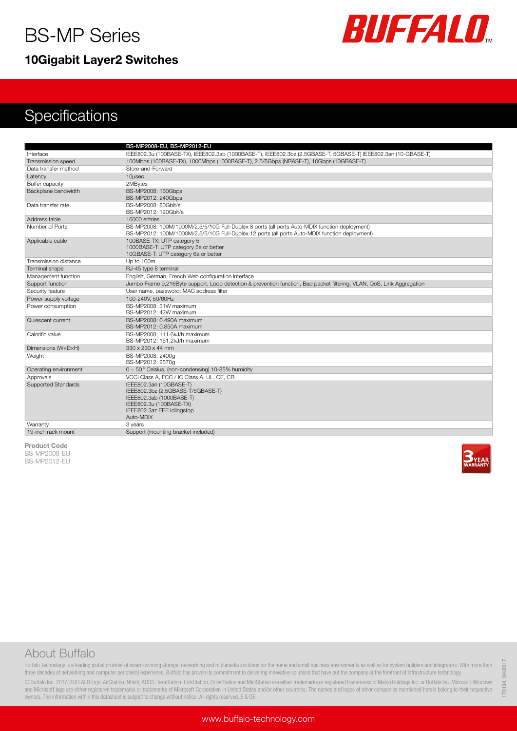# BS-MP Series

## 10Gigabit Layer2 Switches

## Specifications

| | BS-MP2008-EU, BS-MP2012-EU |
|---|---|
| Interface | IEEE802.3u (100BASE-TX), IEEE802.3ab (1000BASE-T), IEEE802.3bz (2.5GBASE-T, 5GBASE-T) IEEE802.3an (10-GBASE-T) |
| Transmission speed | 100Mbps (100BASE-TX), 1000Mbps (1000BASE-T), 2.5/5Gbps (NBASE-T), 10Gbps (10GBASE-T) |
| Data transfer method | Store-and-Forward |
| Latency | 10µsec |
| Buffer capacity | 2MBytes |
| Backplane bandwidth | BS-MP2008: 160Gbps<br>BS-MP2012: 240Gbps |
| Data transfer rate | BS-MP2008: 80Gbit/s<br>BS-MP2012: 120Gbit/s |
| Address table | 16000 entries |
| Number of Ports | BS-MP2008: 100M/1000M/2.5/5/10G Full-Duplex 8 ports (all ports Auto-MDIX function deployment)<br>BS-MP2012: 100M/1000M/2.5/5/10G Full-Duplex 12 ports (all ports Auto-MDIX function deployment) |
| Applicable cable | 100BASE-TX: UTP category 5<br>1000BASE-T: UTP category 5e or better<br>10GBASE-T: UTP category 6a or better |
| Transmission distance | Up to 100m |
| Terminal shape | RJ-45 type 8 terminal |
| Management function | English, German, French Web configuration interface |
| Support function | Jumbo Frame 9,216Byte support, Loop detection & prevention function, Bad packet filtering, VLAN, QoS, Link Aggregation |
| Security feature | User name, password; MAC address filter |
| Power-supply voltage | 100-240V, 50/60Hz |
| Power consumption | BS-MP2008: 31W maximum<br>BS-MP2012: 42W maximum |
| Quiescent current | BS-MP2008: 0.490A maximum<br>BS-MP2012: 0.850A maximum |
| Calorific value | BS-MP2008: 111.6kJ/h maximum<br>BS-MP2012: 151.2kJ/h maximum |
| Dimensions (W×D×H) | 330 x 230 x 44 mm |
| Weight | BS-MP2008: 2400g<br>BS-MP2012: 2570g |
| Operating environment | 0 ~ 50° Celsius, (non-condensing) 10-85% humidity |
| Approvals | VCCI Class A, FCC / IC Class A, UL, CE, CB |
| Supported Standards | IEEE802.3an (10GBASE-T)<br>IEEE802.3bz (2.5GBASE-T/5GBASE-T)<br>IEEE802.3ab (1000BASE-T)<br>IEEE802.3u (100BASE-TX)<br>IEEE802.3az EEE Idlingstop<br>Auto-MDIX |
| Warranty | 3 years |
| 19-inch rack mount | Support (mounting bracket included) |

**Product Code**
BS-MP2008-EU
BS-MP2012-EU

## About Buffalo

Buffalo Technology is a leading global provider of award-winning storage, networking and multimedia solutions for the home and small business environments as well as for system builders and integrators. With more than three decades of networking and computer peripheral experience, Buffalo has proven its commitment to delivering innovative solutions that have put the company at the forefront of infrastructure technology.

© Buffalo Inc. 2017. BUFFALO logo, AirStation, Nfiniti, AOSS, TeraStation, LinkStation, DriveStation and MiniStation are either trademarks or registered trademarks of Melco Holdings Inc. or Buffalo Inc. Microsoft Windows and Microsoft logo are either registered trademarks or trademarks of Microsoft Corporation in United States and/or other countries. The names and logos of other companies mentioned herein belong to their respective owners. The information within this datasheet is subject to change without notice. All rights reserved. E & OE.

170134, 04/2017

www.buffalo-technology.com